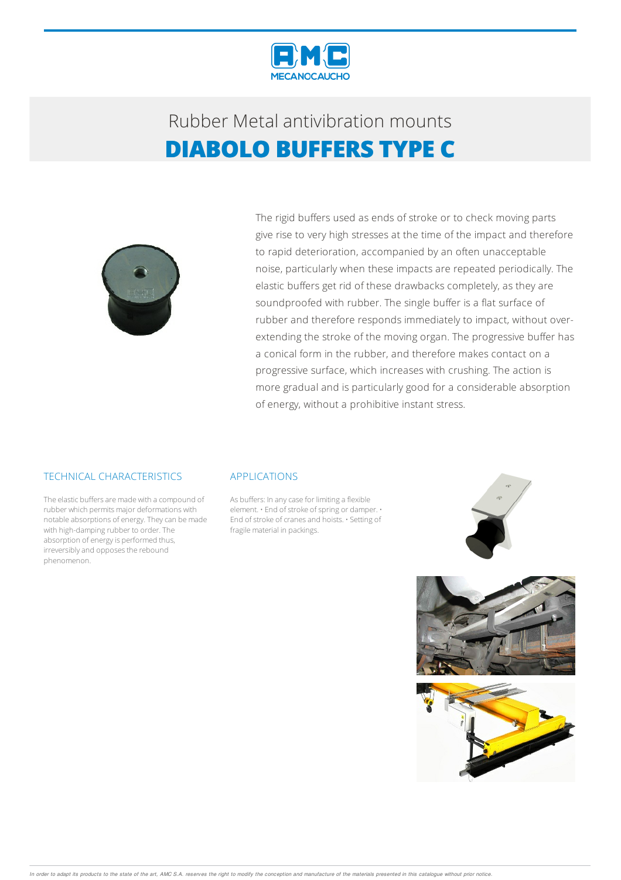AMC MECANOCAUCHO

# Rubber Metal antivibration mounts

# DIABOLO BUFFERS TYPE C

The rigid buffers used as ends of stroke or to check moving parts give rise to very high stresses at the time of the impact and therefore to rapid deterioration, accompanied by an often unacceptable noise, particularly when these impacts are repeated periodically. The elastic buffers get rid of these drawbacks completely, as they are soundproofed with rubber. The single buffer is a flat surface of rubber and therefore responds immediately to impact, without over-extending the stroke of the moving organ. The progressive buffer has a conical form in the rubber, and therefore makes contact on a progressive surface, which increases with crushing. The action is more gradual and is particularly good for a considerable absorption of energy, without a prohibitive instant stress.

## TECHNICAL CHARACTERISTICS

The elastic buffers are made with a compound of rubber which permits major deformations with notable absorptions of energy. They can be made with high-damping rubber to order. The absorption of energy is performed thus, irreversibly and opposes the rebound phenomenon.

## APPLICATIONS

As buffers: In any case for limiting a flexible element. • End of stroke of spring or damper. • End of stroke of cranes and hoists. • Setting of fragile material in packings.

*In order to adapt its products to the state of the art, AMC S.A. reserves the right to modify the conception and manufacture of the materials presented in this catalogue without prior notice.*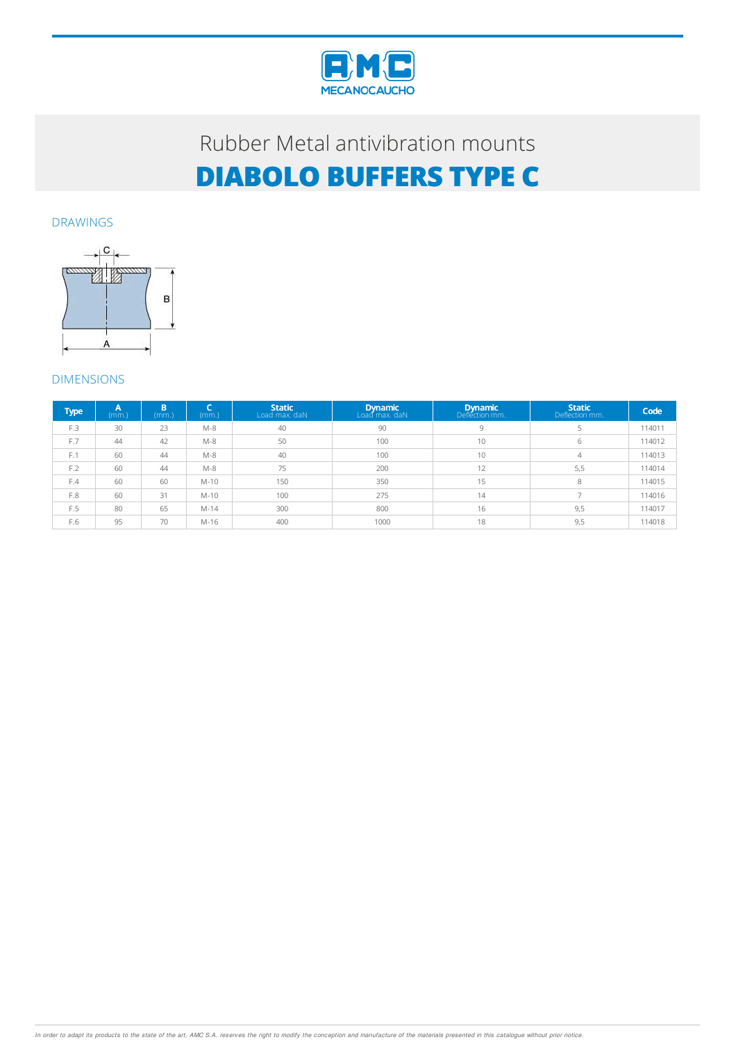# Rubber Metal antivibration mounts

# DIABOLO BUFFERS TYPE C

## DRAWINGS

C

B

A

## DIMENSIONS

| Type | A (mm.) | B (mm.) | C (mm.) | Static Load max. daN | Dynamic Load max. daN | Dynamic Deflection mm. | Static Deflection mm. | Code |
|---|---|---|---|---|---|---|---|---|
| F.3 | 30 | 23 | M-8 | 40 | 90 | 9 | 5 | 114011 |
| F.7 | 44 | 42 | M-8 | 50 | 100 | 10 | 6 | 114012 |
| F.1 | 60 | 44 | M-8 | 40 | 100 | 10 | 4 | 114013 |
| F.2 | 60 | 44 | M-8 | 75 | 200 | 12 | 5,5 | 114014 |
| F.4 | 60 | 60 | M-10 | 150 | 350 | 15 | 8 | 114015 |
| F.8 | 60 | 31 | M-10 | 100 | 275 | 14 | 7 | 114016 |
| F.5 | 80 | 65 | M-14 | 300 | 800 | 16 | 9,5 | 114017 |
| F.6 | 95 | 70 | M-16 | 400 | 1000 | 18 | 9,5 | 114018 |

*In order to adapt its products to the state of the art, AMC S.A. reserves the right to modify the conception and manufacture of the materials presented in this catalogue without prior notice.*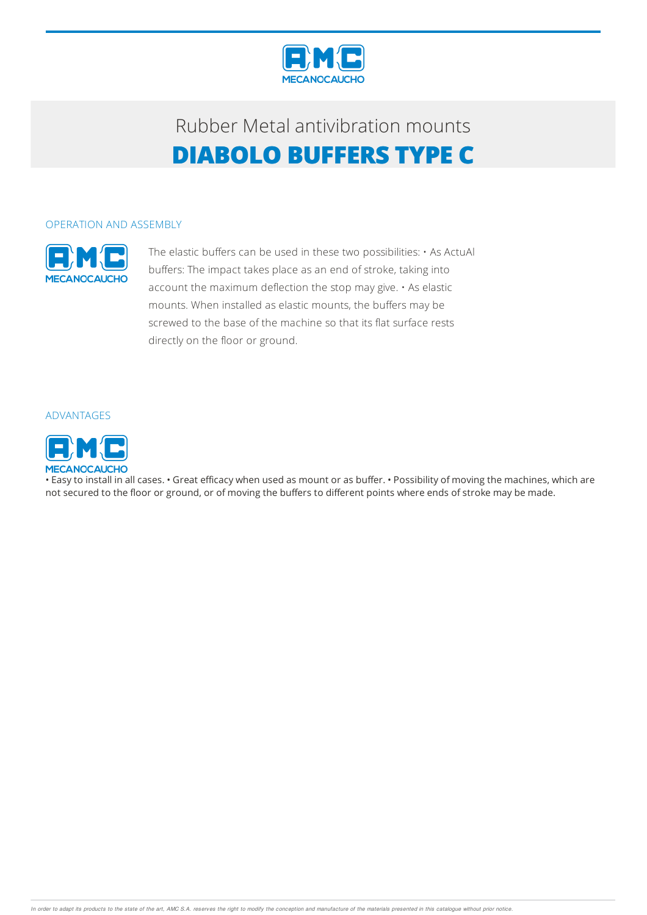# Rubber Metal antivibration mounts

# DIABOLO BUFFERS TYPE C

## OPERATION AND ASSEMBLY

The elastic buffers can be used in these two possibilities: • As ActuAl buffers: The impact takes place as an end of stroke, taking into account the maximum deflection the stop may give. • As elastic mounts. When installed as elastic mounts, the buffers may be screwed to the base of the machine so that its flat surface rests directly on the floor or ground.

## ADVANTAGES

• Easy to install in all cases. • Great efficacy when used as mount or as buffer. • Possibility of moving the machines, which are not secured to the floor or ground, or of moving the buffers to different points where ends of stroke may be made.

*In order to adapt its products to the state of the art, AMC S.A. reserves the right to modify the conception and manufacture of the materials presented in this catalogue without prior notice.*